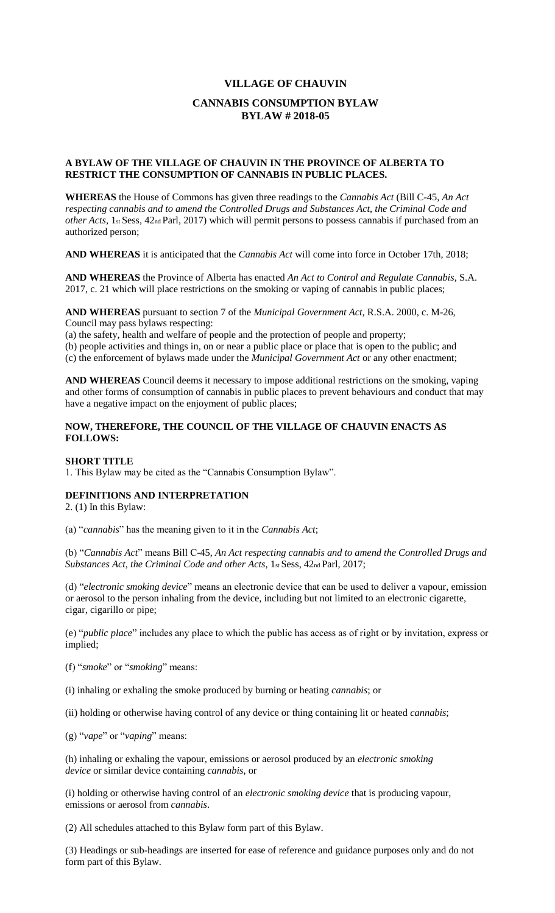# VILLAGE OF CHAUVIN

## CANNABIS CONSUMPTION BYLAW
## BYLAW # 2018-05

**A BYLAW OF THE VILLAGE OF CHAUVIN IN THE PROVINCE OF ALBERTA TO RESTRICT THE CONSUMPTION OF CANNABIS IN PUBLIC PLACES.**

**WHEREAS** the House of Commons has given three readings to the *Cannabis Act* (Bill C-45, *An Act respecting cannabis and to amend the Controlled Drugs and Substances Act, the Criminal Code and other Acts*, 1st Sess, 42nd Parl, 2017) which will permit persons to possess cannabis if purchased from an authorized person;

**AND WHEREAS** it is anticipated that the *Cannabis Act* will come into force in October 17th, 2018;

**AND WHEREAS** the Province of Alberta has enacted *An Act to Control and Regulate Cannabis*, S.A. 2017, c. 21 which will place restrictions on the smoking or vaping of cannabis in public places;

**AND WHEREAS** pursuant to section 7 of the *Municipal Government Act*, R.S.A. 2000, c. M-26, Council may pass bylaws respecting:

(a) the safety, health and welfare of people and the protection of people and property;

(b) people activities and things in, on or near a public place or place that is open to the public; and

(c) the enforcement of bylaws made under the *Municipal Government Act* or any other enactment;

**AND WHEREAS** Council deems it necessary to impose additional restrictions on the smoking, vaping and other forms of consumption of cannabis in public places to prevent behaviours and conduct that may have a negative impact on the enjoyment of public places;

**NOW, THEREFORE, THE COUNCIL OF THE VILLAGE OF CHAUVIN ENACTS AS FOLLOWS:**

**SHORT TITLE**

1. This Bylaw may be cited as the "Cannabis Consumption Bylaw".

**DEFINITIONS AND INTERPRETATION**

2. (1) In this Bylaw:

(a) "*cannabis*" has the meaning given to it in the *Cannabis Act*;

(b) "*Cannabis Act*" means Bill C-45, *An Act respecting cannabis and to amend the Controlled Drugs and Substances Act, the Criminal Code and other Acts*, 1st Sess, 42nd Parl, 2017;

(d) "*electronic smoking device*" means an electronic device that can be used to deliver a vapour, emission or aerosol to the person inhaling from the device, including but not limited to an electronic cigarette, cigar, cigarillo or pipe;

(e) "*public place*" includes any place to which the public has access as of right or by invitation, express or implied;

(f) "*smoke*" or "*smoking*" means:

(i) inhaling or exhaling the smoke produced by burning or heating *cannabis*; or

(ii) holding or otherwise having control of any device or thing containing lit or heated *cannabis*;

(g) "*vape*" or "*vaping*" means:

(h) inhaling or exhaling the vapour, emissions or aerosol produced by an *electronic smoking device* or similar device containing *cannabis*, or

(i) holding or otherwise having control of an *electronic smoking device* that is producing vapour, emissions or aerosol from *cannabis*.

(2) All schedules attached to this Bylaw form part of this Bylaw.

(3) Headings or sub-headings are inserted for ease of reference and guidance purposes only and do not form part of this Bylaw.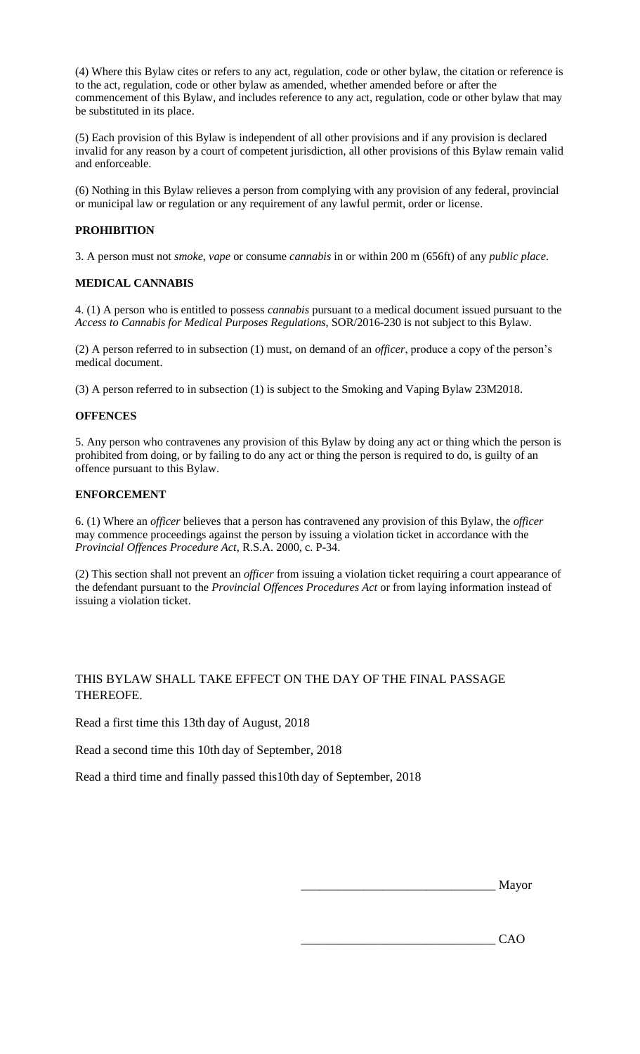(4) Where this Bylaw cites or refers to any act, regulation, code or other bylaw, the citation or reference is to the act, regulation, code or other bylaw as amended, whether amended before or after the commencement of this Bylaw, and includes reference to any act, regulation, code or other bylaw that may be substituted in its place.

(5) Each provision of this Bylaw is independent of all other provisions and if any provision is declared invalid for any reason by a court of competent jurisdiction, all other provisions of this Bylaw remain valid and enforceable.

(6) Nothing in this Bylaw relieves a person from complying with any provision of any federal, provincial or municipal law or regulation or any requirement of any lawful permit, order or license.

**PROHIBITION**

3. A person must not *smoke*, *vape* or consume *cannabis* in or within 200 m (656ft) of any *public place*.

**MEDICAL CANNABIS**

4. (1) A person who is entitled to possess *cannabis* pursuant to a medical document issued pursuant to the *Access to Cannabis for Medical Purposes Regulations*, SOR/2016-230 is not subject to this Bylaw.

(2) A person referred to in subsection (1) must, on demand of an *officer*, produce a copy of the person's medical document.

(3) A person referred to in subsection (1) is subject to the Smoking and Vaping Bylaw 23M2018.

**OFFENCES**

5. Any person who contravenes any provision of this Bylaw by doing any act or thing which the person is prohibited from doing, or by failing to do any act or thing the person is required to do, is guilty of an offence pursuant to this Bylaw.

**ENFORCEMENT**

6. (1) Where an *officer* believes that a person has contravened any provision of this Bylaw, the *officer* may commence proceedings against the person by issuing a violation ticket in accordance with the *Provincial Offences Procedure Act*, R.S.A. 2000, c. P-34.

(2) This section shall not prevent an *officer* from issuing a violation ticket requiring a court appearance of the defendant pursuant to the *Provincial Offences Procedures Act* or from laying information instead of issuing a violation ticket.

THIS BYLAW SHALL TAKE EFFECT ON THE DAY OF THE FINAL PASSAGE THEREOFE.

Read a first time this 13th day of August, 2018

Read a second time this 10th day of September, 2018

Read a third time and finally passed this10th day of September, 2018

_______________________________ Mayor

_______________________________ CAO